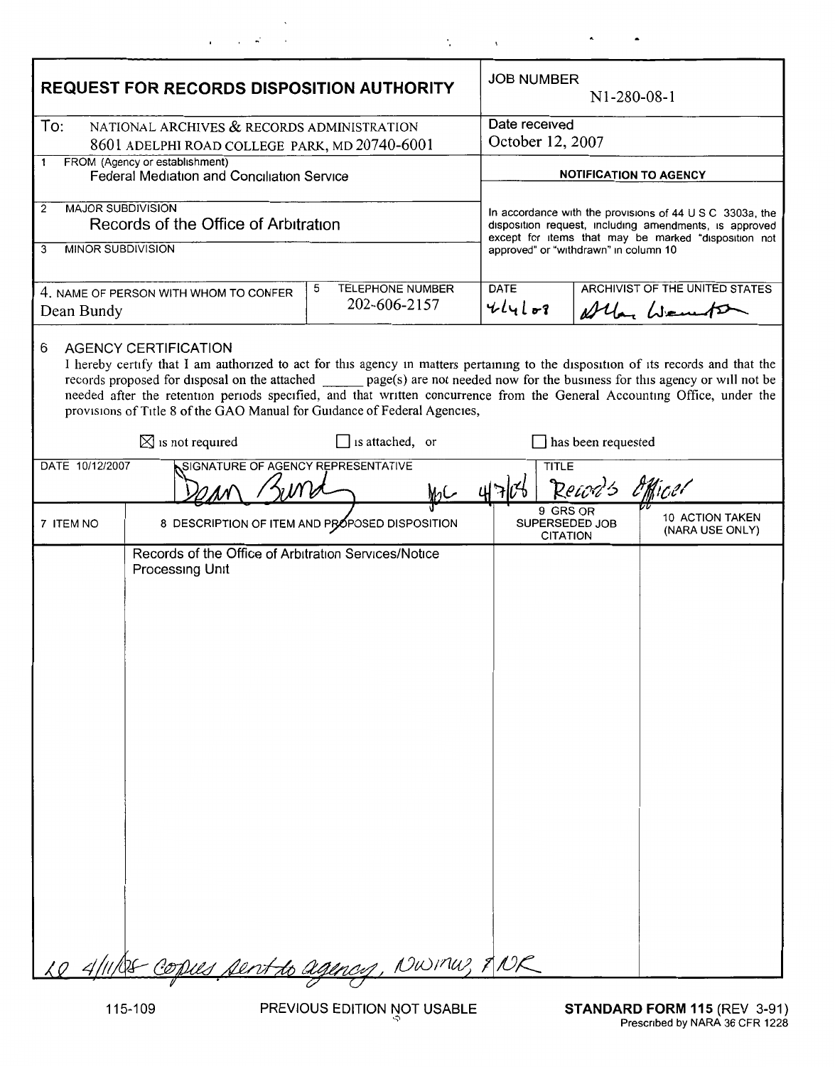# REQUEST FOR RECORDS DISPOSITION AUTHORITY

**JOB NUMBER** N1-280-08-1

**To:** NATIONAL ARCHIVES & RECORDS ADMINISTRATION
8601 ADELPHI ROAD COLLEGE PARK, MD 20740-6001

**Date received** October 12, 2007

**1 FROM (Agency or establishment)**
Federal Mediation and Conciliation Service

**NOTIFICATION TO AGENCY**

In accordance with the provisions of 44 U S C 3303a, the disposition request, including amendments, is approved except for items that may be marked "disposition not approved" or "withdrawn" in column 10

**2 MAJOR SUBDIVISION**
Records of the Office of Arbitration

**3 MINOR SUBDIVISION**

**4. NAME OF PERSON WITH WHOM TO CONFER** Dean Bundy

**5 TELEPHONE NUMBER** 202-606-2157

**DATE** 4/4/08

**ARCHIVIST OF THE UNITED STATES** Allen Weinstein

**6 AGENCY CERTIFICATION**

I hereby certify that I am authorized to act for this agency in matters pertaining to the disposition of its records and that the records proposed for disposal on the attached ______ page(s) are not needed now for the business for this agency or will not be needed after the retention periods specified, and that written concurrence from the General Accounting Office, under the provisions of Title 8 of the GAO Manual for Guidance of Federal Agencies,

☒ is not required ☐ is attached, or ☐ has been requested

| DATE 10/12/2007 | SIGNATURE OF AGENCY REPRESENTATIVE | TITLE |
|---|---|---|
| | Dean Bundy &nbsp; ylc 4/7/08 | Record's Officer |

| 7 ITEM NO | 8 DESCRIPTION OF ITEM AND PROPOSED DISPOSITION | 9 GRS OR SUPERSEDED JOB CITATION | 10 ACTION TAKEN (NARA USE ONLY) |
|---|---|---|---|
| | Records of the Office of Arbitration Services/Notice Processing Unit | | |

LQ 4/11/08 copies sent to agency, NWML, NWMW, & NR

115-109 PREVIOUS EDITION NOT USABLE **STANDARD FORM 115** (REV 3-91)
Prescribed by NARA 36 CFR 1228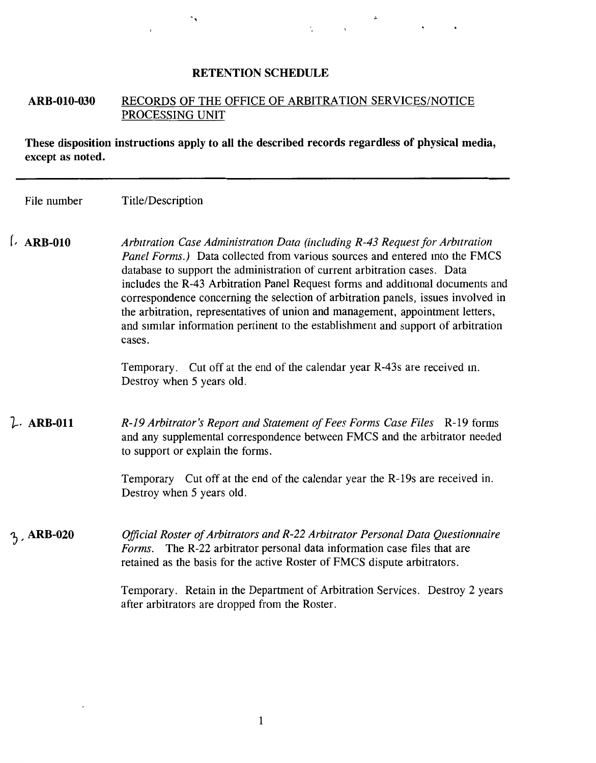# RETENTION SCHEDULE

**ARB-010-030** RECORDS OF THE OFFICE OF ARBITRATION SERVICES/NOTICE PROCESSING UNIT

**These disposition instructions apply to all the described records regardless of physical media, except as noted.**

---

| File number | Title/Description |
|---|---|
| 1. **ARB-010** | *Arbitration Case Administration Data (including R-43 Request for Arbitration Panel Forms.)* Data collected from various sources and entered into the FMCS database to support the administration of current arbitration cases. Data includes the R-43 Arbitration Panel Request forms and additional documents and correspondence concerning the selection of arbitration panels, issues involved in the arbitration, representatives of union and management, appointment letters, and similar information pertinent to the establishment and support of arbitration cases.<br><br>Temporary. Cut off at the end of the calendar year R-43s are received in. Destroy when 5 years old. |
| 2. **ARB-011** | *R-19 Arbitrator's Report and Statement of Fees Forms Case Files* R-19 forms and any supplemental correspondence between FMCS and the arbitrator needed to support or explain the forms.<br><br>Temporary Cut off at the end of the calendar year the R-19s are received in. Destroy when 5 years old. |
| 3. **ARB-020** | *Official Roster of Arbitrators and R-22 Arbitrator Personal Data Questionnaire Forms.* The R-22 arbitrator personal data information case files that are retained as the basis for the active Roster of FMCS dispute arbitrators.<br><br>Temporary. Retain in the Department of Arbitration Services. Destroy 2 years after arbitrators are dropped from the Roster. |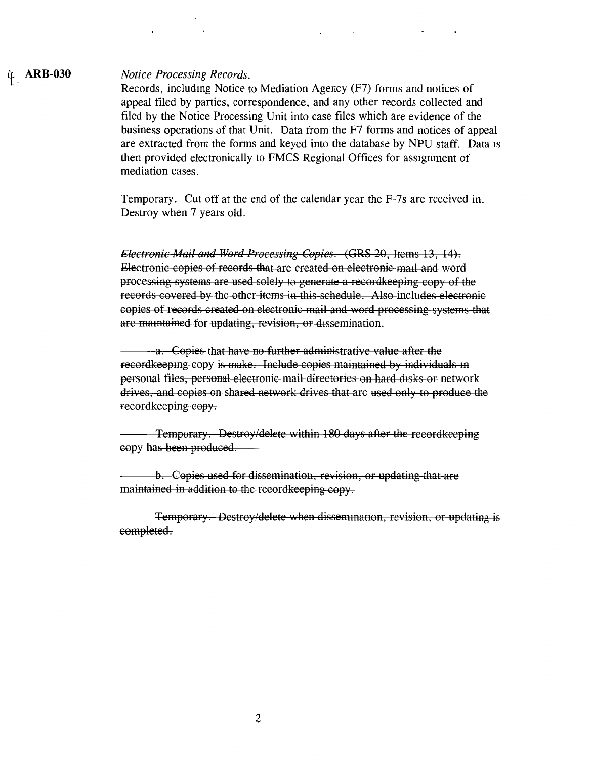4. **ARB-030** *Notice Processing Records.*

Records, including Notice to Mediation Agency (F7) forms and notices of appeal filed by parties, correspondence, and any other records collected and filed by the Notice Processing Unit into case files which are evidence of the business operations of that Unit. Data from the F7 forms and notices of appeal are extracted from the forms and keyed into the database by NPU staff. Data is then provided electronically to FMCS Regional Offices for assignment of mediation cases.

Temporary. Cut off at the end of the calendar year the F-7s are received in. Destroy when 7 years old.

~~*Electronic Mail and Word Processing Copies.* (GRS 20, Items 13, 14). Electronic copies of records that are created on electronic mail and word processing systems are used solely to generate a recordkeeping copy of the records covered by the other items in this schedule. Also includes electronic copies of records created on electronic mail and word processing systems that are maintained for updating, revision, or dissemination.~~

~~a. Copies that have no further administrative value after the recordkeeping copy is make. Include copies maintained by individuals in personal files, personal electronic mail directories on hard disks or network drives, and copies on shared network drives that are used only to produce the recordkeeping copy.~~

~~Temporary. Destroy/delete within 180 days after the recordkeeping copy has been produced.~~

~~b. Copies used for dissemination, revision, or updating that are maintained in addition to the recordkeeping copy.~~

~~Temporary. Destroy/delete when dissemination, revision, or updating is completed.~~